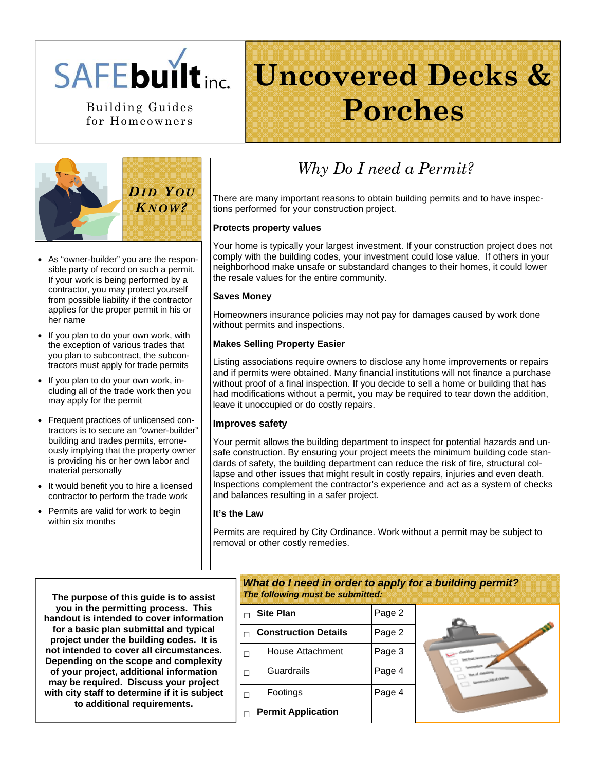SAFEbuilt inc.

Building Guides for Homeowners

# Uncovered Decks & Porches

## *Did You Know?*

- As "owner-builder" you are the responsible party of record on such a permit. If your work is being performed by a contractor, you may protect yourself from possible liability if the contractor applies for the proper permit in his or her name
- If you plan to do your own work, with the exception of various trades that you plan to subcontract, the subcontractors must apply for trade permits
- If you plan to do your own work, including all of the trade work then you may apply for the permit
- Frequent practices of unlicensed contractors is to secure an "owner-builder" building and trades permits, erroneously implying that the property owner is providing his or her own labor and material personally
- It would benefit you to hire a licensed contractor to perform the trade work
- Permits are valid for work to begin within six months

## *Why Do I need a Permit?*

There are many important reasons to obtain building permits and to have inspections performed for your construction project.

**Protects property values**

Your home is typically your largest investment. If your construction project does not comply with the building codes, your investment could lose value. If others in your neighborhood make unsafe or substandard changes to their homes, it could lower the resale values for the entire community.

**Saves Money**

Homeowners insurance policies may not pay for damages caused by work done without permits and inspections.

**Makes Selling Property Easier**

Listing associations require owners to disclose any home improvements or repairs and if permits were obtained. Many financial institutions will not finance a purchase without proof of a final inspection. If you decide to sell a home or building that has had modifications without a permit, you may be required to tear down the addition, leave it unoccupied or do costly repairs.

**Improves safety**

Your permit allows the building department to inspect for potential hazards and unsafe construction. By ensuring your project meets the minimum building code standards of safety, the building department can reduce the risk of fire, structural collapse and other issues that might result in costly repairs, injuries and even death. Inspections complement the contractor's experience and act as a system of checks and balances resulting in a safer project.

**It's the Law**

Permits are required by City Ordinance. Work without a permit may be subject to removal or other costly remedies.

**The purpose of this guide is to assist you in the permitting process. This handout is intended to cover information for a basic plan submittal and typical project under the building codes. It is not intended to cover all circumstances. Depending on the scope and complexity of your project, additional information may be required. Discuss your project with city staff to determine if it is subject to additional requirements.**

### *What do I need in order to apply for a building permit?*

***The following must be submitted:***

| ☐ | Item | Page |
|---|---|---|
| ☐ | **Site Plan** | Page 2 |
| ☐ | **Construction Details** | Page 2 |
| ☐ | House Attachment | Page 3 |
| ☐ | Guardrails | Page 4 |
| ☐ | Footings | Page 4 |
| ☐ | **Permit Application** | |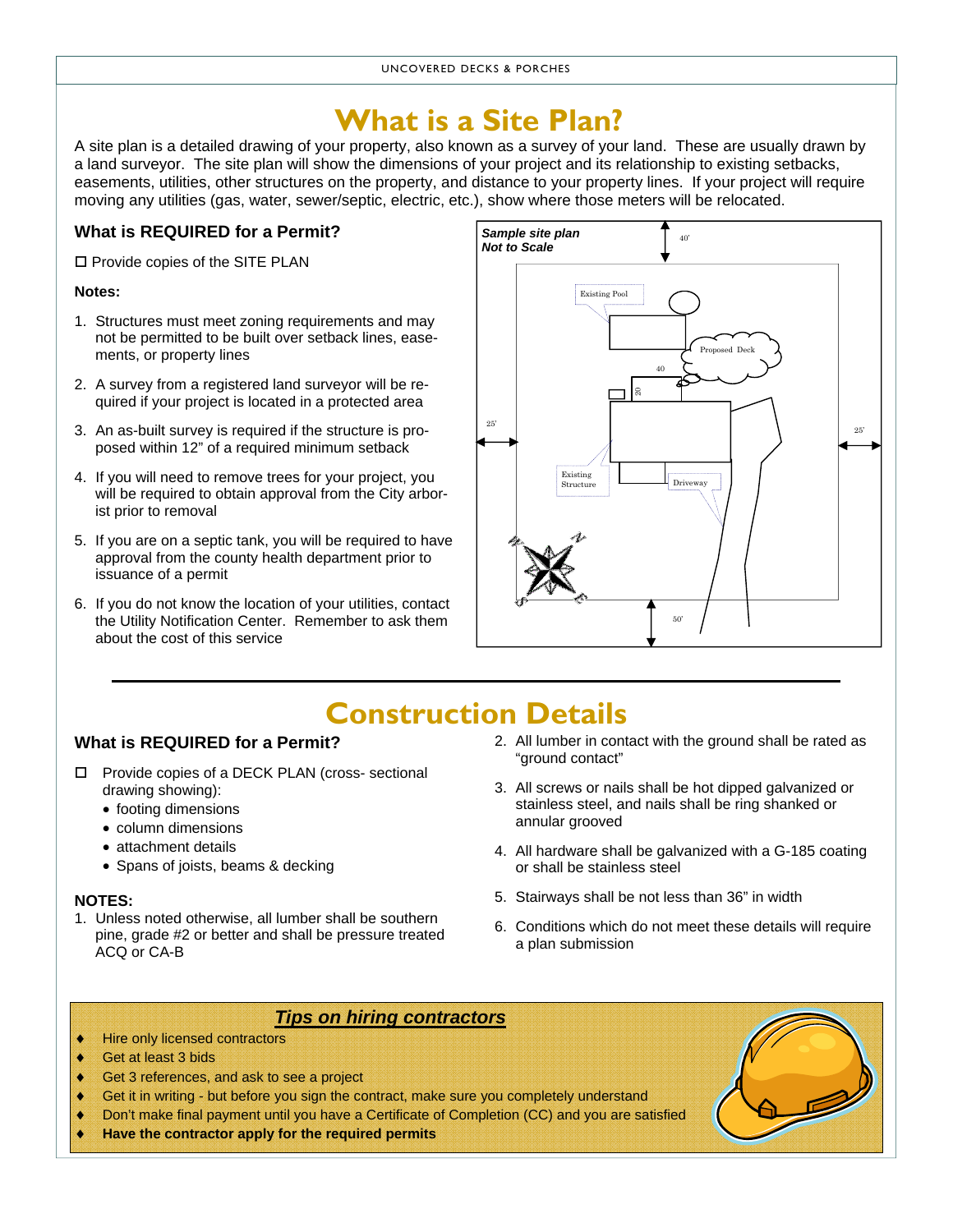# What is a Site Plan?

A site plan is a detailed drawing of your property, also known as a survey of your land. These are usually drawn by a land surveyor. The site plan will show the dimensions of your project and its relationship to existing setbacks, easements, utilities, other structures on the property, and distance to your property lines. If your project will require moving any utilities (gas, water, sewer/septic, electric, etc.), show where those meters will be relocated.

### What is REQUIRED for a Permit?

☐ Provide copies of the SITE PLAN

**Notes:**

1. Structures must meet zoning requirements and may not be permitted to be built over setback lines, easements, or property lines
2. A survey from a registered land surveyor will be required if your project is located in a protected area
3. An as-built survey is required if the structure is proposed within 12" of a required minimum setback
4. If you will need to remove trees for your project, you will be required to obtain approval from the City arborist prior to removal
5. If you are on a septic tank, you will be required to have approval from the county health department prior to issuance of a permit
6. If you do not know the location of your utilities, contact the Utility Notification Center. Remember to ask them about the cost of this service

***Sample site plan***
***Not to Scale***

Existing Pool — Proposed Deck — Existing Structure — Driveway — 40' — 40 — 20 — 25' — 25' — 50'

# Construction Details

### What is REQUIRED for a Permit?

☐ Provide copies of a DECK PLAN (cross- sectional drawing showing):
- footing dimensions
- column dimensions
- attachment details
- Spans of joists, beams & decking

**NOTES:**

1. Unless noted otherwise, all lumber shall be southern pine, grade #2 or better and shall be pressure treated ACQ or CA-B
2. All lumber in contact with the ground shall be rated as "ground contact"
3. All screws or nails shall be hot dipped galvanized or stainless steel, and nails shall be ring shanked or annular grooved
4. All hardware shall be galvanized with a G-185 coating or shall be stainless steel
5. Stairways shall be not less than 36" in width
6. Conditions which do not meet these details will require a plan submission

### ***Tips on hiring contractors***

- Hire only licensed contractors
- Get at least 3 bids
- Get 3 references, and ask to see a project
- Get it in writing - but before you sign the contract, make sure you completely understand
- Don't make final payment until you have a Certificate of Completion (CC) and you are satisfied
- **Have the contractor apply for the required permits**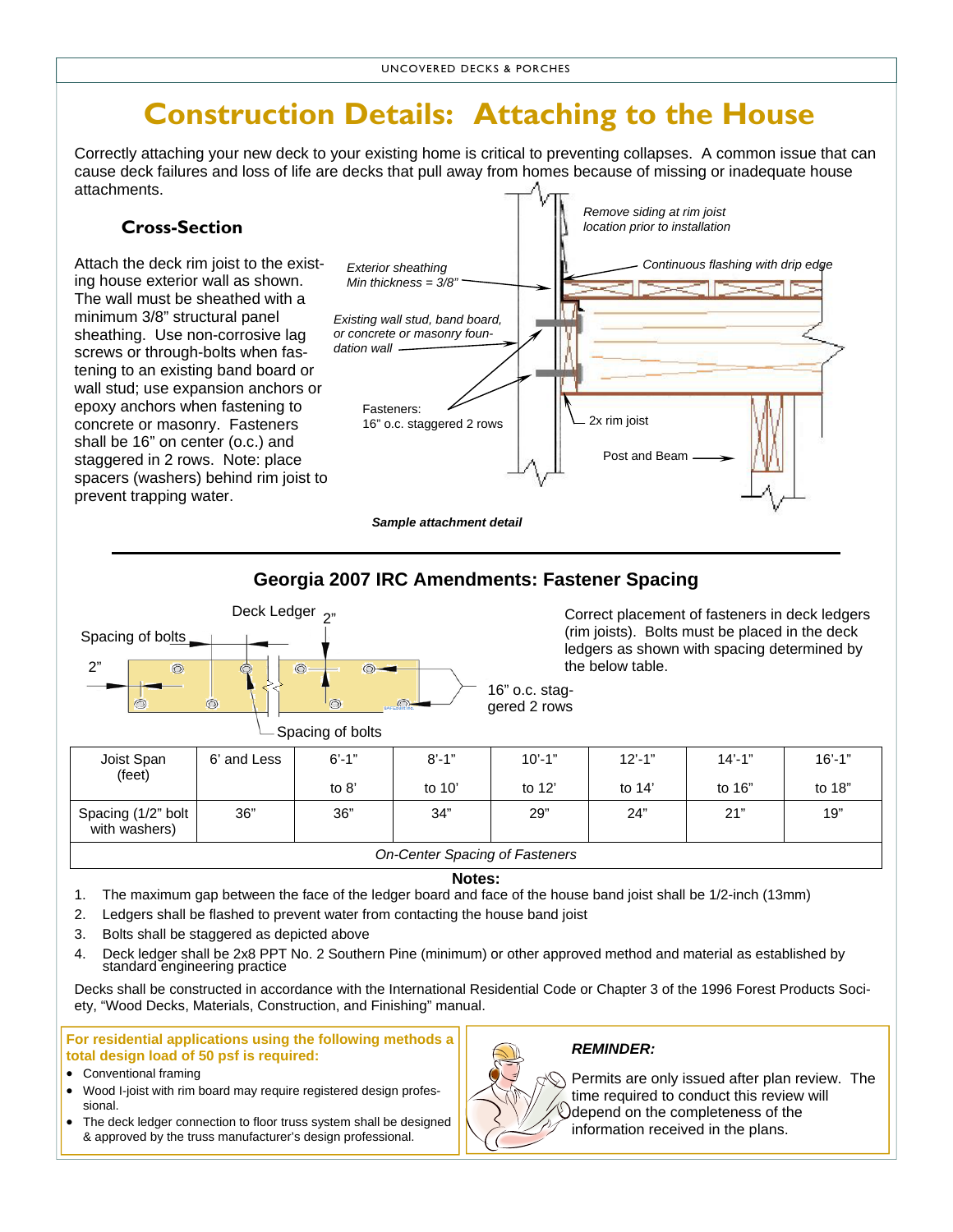# Construction Details: Attaching to the House

Correctly attaching your new deck to your existing home is critical to preventing collapses. A common issue that can cause deck failures and loss of life are decks that pull away from homes because of missing or inadequate house attachments.

### Cross-Section

Attach the deck rim joist to the existing house exterior wall as shown. The wall must be sheathed with a minimum 3/8" structural panel sheathing. Use non-corrosive lag screws or through-bolts when fastening to an existing band board or wall stud; use expansion anchors or epoxy anchors when fastening to concrete or masonry. Fasteners shall be 16" on center (o.c.) and staggered in 2 rows. Note: place spacers (washers) behind rim joist to prevent trapping water.

*Remove siding at rim joist location prior to installation*

*Exterior sheathing Min thickness = 3/8"*

*Continuous flashing with drip edge*

*Existing wall stud, band board, or concrete or masonry foundation wall*

Fasteners: 16" o.c. staggered 2 rows

2x rim joist

Post and Beam

***Sample attachment detail***

## Georgia 2007 IRC Amendments: Fastener Spacing

Deck Ledger 2"

Spacing of bolts

2"

Spacing of bolts

16" o.c. staggered 2 rows

Correct placement of fasteners in deck ledgers (rim joists). Bolts must be placed in the deck ledgers as shown with spacing determined by the below table.

| Joist Span (feet) | 6' and Less | 6'-1" to 8' | 8'-1" to 10' | 10'-1" to 12' | 12'-1" to 14' | 14'-1" to 16" | 16'-1" to 18" |
|---|---|---|---|---|---|---|---|
| Spacing (1/2" bolt with washers) | 36" | 36" | 34" | 29" | 24" | 21" | 19" |

*On-Center Spacing of Fasteners*

**Notes:**

1. The maximum gap between the face of the ledger board and face of the house band joist shall be 1/2-inch (13mm)
2. Ledgers shall be flashed to prevent water from contacting the house band joist
3. Bolts shall be staggered as depicted above
4. Deck ledger shall be 2x8 PPT No. 2 Southern Pine (minimum) or other approved method and material as established by standard engineering practice

Decks shall be constructed in accordance with the International Residential Code or Chapter 3 of the 1996 Forest Products Society, "Wood Decks, Materials, Construction, and Finishing" manual.

**For residential applications using the following methods a total design load of 50 psf is required:**

- Conventional framing
- Wood I-joist with rim board may require registered design professional.
- The deck ledger connection to floor truss system shall be designed & approved by the truss manufacturer's design professional.

***REMINDER:***

Permits are only issued after plan review. The time required to conduct this review will depend on the completeness of the information received in the plans.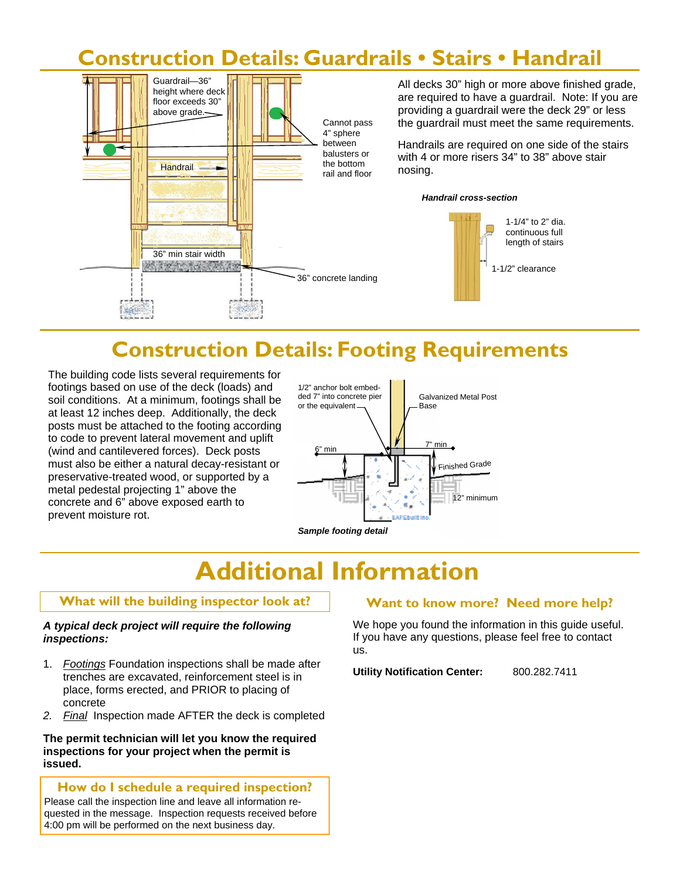# Construction Details: Guardrails • Stairs • Handrail

Guardrail—36" height where deck floor exceeds 30" above grade.

Cannot pass 4" sphere between balusters or the bottom rail and floor

Handrail

36" min stair width

36" concrete landing

All decks 30" high or more above finished grade, are required to have a guardrail. Note: If you are providing a guardrail were the deck 29" or less the guardrail must meet the same requirements.

Handrails are required on one side of the stairs with 4 or more risers 34" to 38" above stair nosing.

***Handrail cross-section***

1-1/4" to 2" dia. continuous full length of stairs

1-1/2" clearance

# Construction Details: Footing Requirements

The building code lists several requirements for footings based on use of the deck (loads) and soil conditions. At a minimum, footings shall be at least 12 inches deep. Additionally, the deck posts must be attached to the footing according to code to prevent lateral movement and uplift (wind and cantilevered forces). Deck posts must also be either a natural decay-resistant or preservative-treated wood, or supported by a metal pedestal projecting 1" above the concrete and 6" above exposed earth to prevent moisture rot.

1/2" anchor bolt embedded 7" into concrete pier or the equivalent

Galvanized Metal Post Base

6" min

7" min

Finished Grade

12" minimum

***Sample footing detail***

# Additional Information

## What will the building inspector look at?

***A typical deck project will require the following inspections:***

1. *Footings* Foundation inspections shall be made after trenches are excavated, reinforcement steel is in place, forms erected, and PRIOR to placing of concrete
2. *Final* Inspection made AFTER the deck is completed

**The permit technician will let you know the required inspections for your project when the permit is issued.**

## How do I schedule a required inspection?

Please call the inspection line and leave all information requested in the message. Inspection requests received before 4:00 pm will be performed on the next business day.

## Want to know more? Need more help?

We hope you found the information in this guide useful. If you have any questions, please feel free to contact us.

**Utility Notification Center:** 800.282.7411